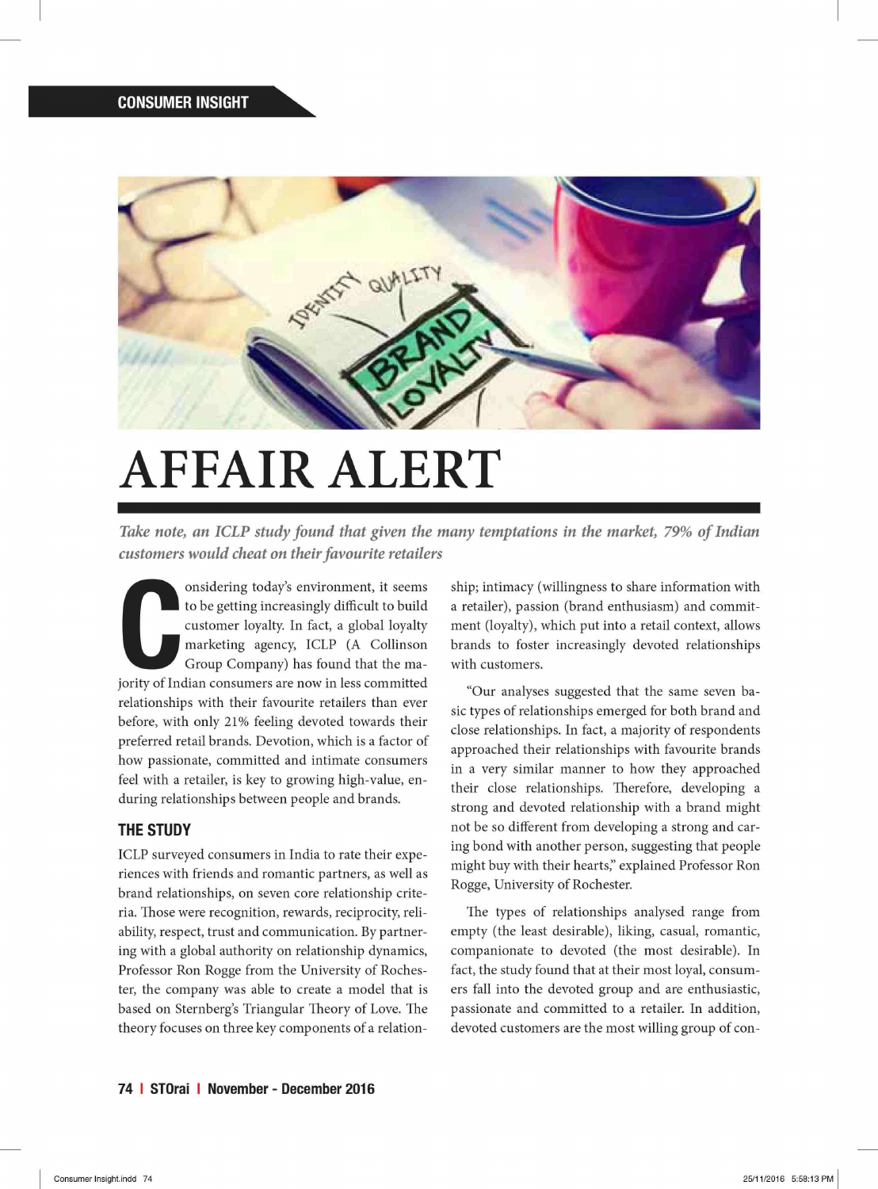CONSUMER INSIGHT

# AFFAIR ALERT

*Take note, an ICLP study found that given the many temptations in the market, 79% of Indian customers would cheat on their favourite retailers*

Considering today's environment, it seems to be getting increasingly difficult to build customer loyalty. In fact, a global loyalty marketing agency, ICLP (A Collinson Group Company) has found that the majority of Indian consumers are now in less committed relationships with their favourite retailers than ever before, with only 21% feeling devoted towards their preferred retail brands. Devotion, which is a factor of how passionate, committed and intimate consumers feel with a retailer, is key to growing high-value, enduring relationships between people and brands.

## THE STUDY

ICLP surveyed consumers in India to rate their experiences with friends and romantic partners, as well as brand relationships, on seven core relationship criteria. Those were recognition, rewards, reciprocity, reliability, respect, trust and communication. By partnering with a global authority on relationship dynamics, Professor Ron Rogge from the University of Rochester, the company was able to create a model that is based on Sternberg's Triangular Theory of Love. The theory focuses on three key components of a relationship; intimacy (willingness to share information with a retailer), passion (brand enthusiasm) and commitment (loyalty), which put into a retail context, allows brands to foster increasingly devoted relationships with customers.

"Our analyses suggested that the same seven basic types of relationships emerged for both brand and close relationships. In fact, a majority of respondents approached their relationships with favourite brands in a very similar manner to how they approached their close relationships. Therefore, developing a strong and devoted relationship with a brand might not be so different from developing a strong and caring bond with another person, suggesting that people might buy with their hearts," explained Professor Ron Rogge, University of Rochester.

The types of relationships analysed range from empty (the least desirable), liking, casual, romantic, companionate to devoted (the most desirable). In fact, the study found that at their most loyal, consumers fall into the devoted group and are enthusiastic, passionate and committed to a retailer. In addition, devoted customers are the most willing group of con-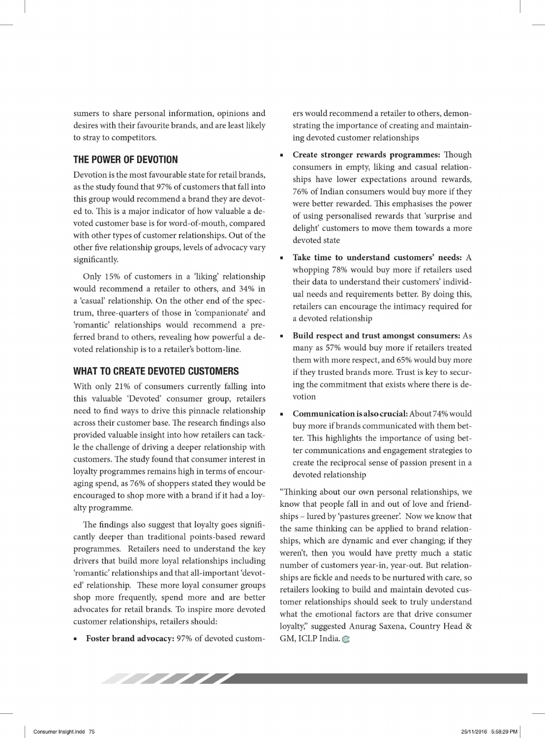sumers to share personal information, opinions and desires with their favourite brands, and are least likely to stray to competitors.

## THE POWER OF DEVOTION

Devotion is the most favourable state for retail brands, as the study found that 97% of customers that fall into this group would recommend a brand they are devoted to. This is a major indicator of how valuable a devoted customer base is for word-of-mouth, compared with other types of customer relationships. Out of the other five relationship groups, levels of advocacy vary significantly.

Only 15% of customers in a 'liking' relationship would recommend a retailer to others, and 34% in a 'casual' relationship. On the other end of the spectrum, three-quarters of those in 'companionate' and 'romantic' relationships would recommend a preferred brand to others, revealing how powerful a devoted relationship is to a retailer's bottom-line.

## WHAT TO CREATE DEVOTED CUSTOMERS

With only 21% of consumers currently falling into this valuable 'Devoted' consumer group, retailers need to find ways to drive this pinnacle relationship across their customer base. The research findings also provided valuable insight into how retailers can tackle the challenge of driving a deeper relationship with customers. The study found that consumer interest in loyalty programmes remains high in terms of encouraging spend, as 76% of shoppers stated they would be encouraged to shop more with a brand if it had a loyalty programme.

The findings also suggest that loyalty goes significantly deeper than traditional points-based reward programmes. Retailers need to understand the key drivers that build more loyal relationships including 'romantic' relationships and that all-important 'devoted' relationship. These more loyal consumer groups shop more frequently, spend more and are better advocates for retail brands. To inspire more devoted customer relationships, retailers should:

- **Foster brand advocacy:** 97% of devoted customers would recommend a retailer to others, demonstrating the importance of creating and maintaining devoted customer relationships
- **Create stronger rewards programmes:** Though consumers in empty, liking and casual relationships have lower expectations around rewards, 76% of Indian consumers would buy more if they were better rewarded. This emphasises the power of using personalised rewards that 'surprise and delight' customers to move them towards a more devoted state
- **Take time to understand customers' needs:** A whopping 78% would buy more if retailers used their data to understand their customers' individual needs and requirements better. By doing this, retailers can encourage the intimacy required for a devoted relationship
- **Build respect and trust amongst consumers:** As many as 57% would buy more if retailers treated them with more respect, and 65% would buy more if they trusted brands more. Trust is key to securing the commitment that exists where there is devotion
- **Communication is also crucial:** About 74% would buy more if brands communicated with them better. This highlights the importance of using better communications and engagement strategies to create the reciprocal sense of passion present in a devoted relationship

"Thinking about our own personal relationships, we know that people fall in and out of love and friendships – lured by 'pastures greener'. Now we know that the same thinking can be applied to brand relationships, which are dynamic and ever changing; if they weren't, then you would have pretty much a static number of customers year-in, year-out. But relationships are fickle and needs to be nurtured with care, so retailers looking to build and maintain devoted customer relationships should seek to truly understand what the emotional factors are that drive consumer loyalty," suggested Anurag Saxena, Country Head & GM, ICLP India.